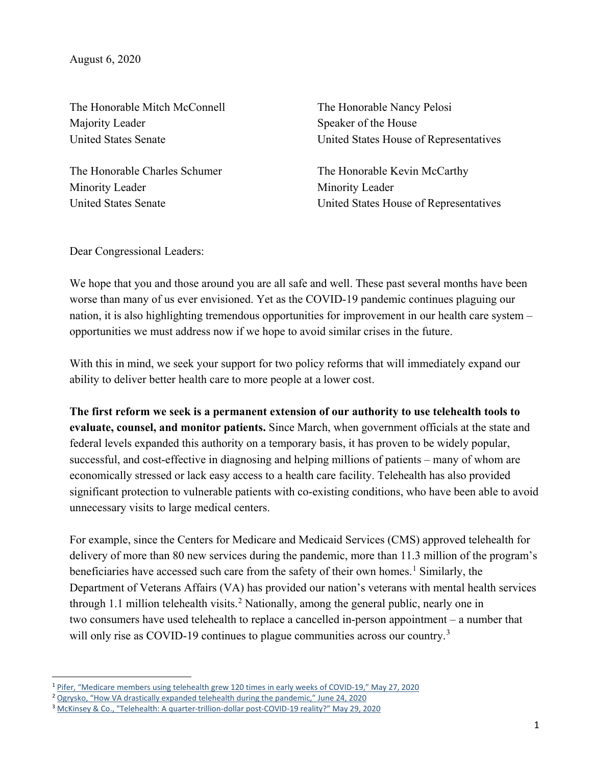August 6, 2020

The Honorable Mitch McConnell
Majority Leader
United States Senate

The Honorable Nancy Pelosi
Speaker of the House
United States House of Representatives

The Honorable Charles Schumer
Minority Leader
United States Senate

The Honorable Kevin McCarthy
Minority Leader
United States House of Representatives

Dear Congressional Leaders:

We hope that you and those around you are all safe and well. These past several months have been worse than many of us ever envisioned. Yet as the COVID-19 pandemic continues plaguing our nation, it is also highlighting tremendous opportunities for improvement in our health care system – opportunities we must address now if we hope to avoid similar crises in the future.

With this in mind, we seek your support for two policy reforms that will immediately expand our ability to deliver better health care to more people at a lower cost.

**The first reform we seek is a permanent extension of our authority to use telehealth tools to evaluate, counsel, and monitor patients.** Since March, when government officials at the state and federal levels expanded this authority on a temporary basis, it has proven to be widely popular, successful, and cost-effective in diagnosing and helping millions of patients – many of whom are economically stressed or lack easy access to a health care facility. Telehealth has also provided significant protection to vulnerable patients with co-existing conditions, who have been able to avoid unnecessary visits to large medical centers.

For example, since the Centers for Medicare and Medicaid Services (CMS) approved telehealth for delivery of more than 80 new services during the pandemic, more than 11.3 million of the program's beneficiaries have accessed such care from the safety of their own homes.[1] Similarly, the Department of Veterans Affairs (VA) has provided our nation's veterans with mental health services through 1.1 million telehealth visits.[2] Nationally, among the general public, nearly one in two consumers have used telehealth to replace a cancelled in-person appointment – a number that will only rise as COVID-19 continues to plague communities across our country.[3]

---

[1] Pifer, "Medicare members using telehealth grew 120 times in early weeks of COVID-19," May 27, 2020

[2] Ogrysko, "How VA drastically expanded telehealth during the pandemic," June 24, 2020

[3] McKinsey & Co., "Telehealth: A quarter-trillion-dollar post-COVID-19 reality?" May 29, 2020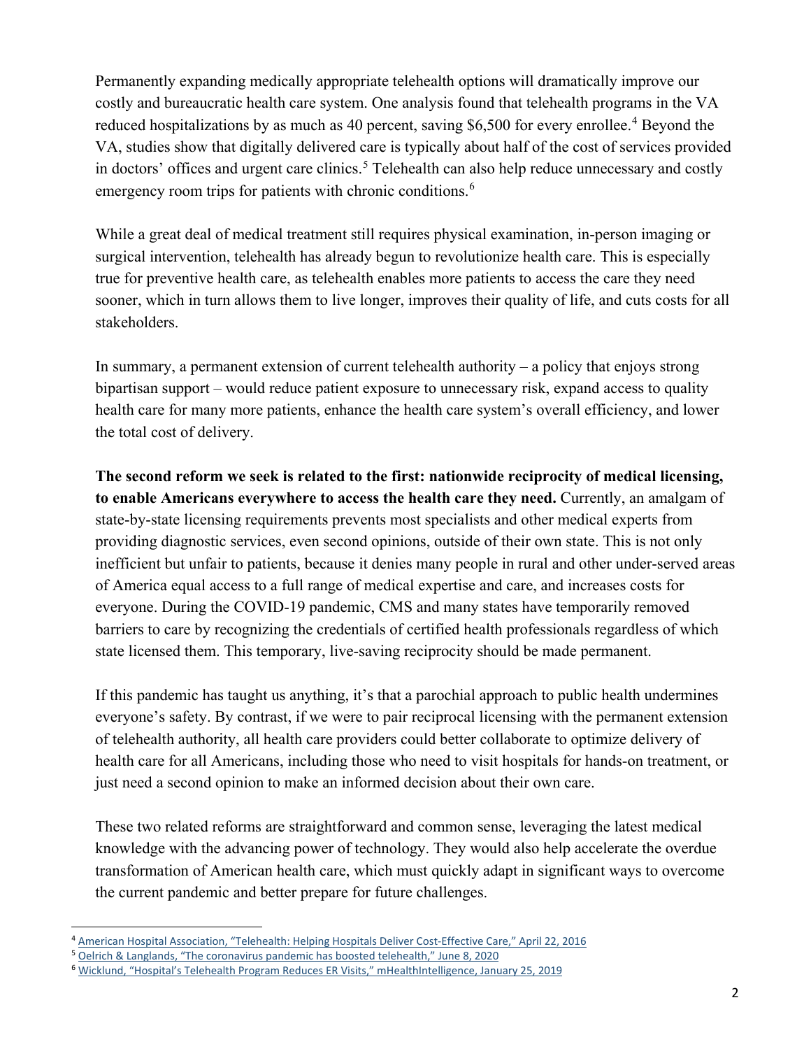Permanently expanding medically appropriate telehealth options will dramatically improve our costly and bureaucratic health care system. One analysis found that telehealth programs in the VA reduced hospitalizations by as much as 40 percent, saving $6,500 for every enrollee.[4] Beyond the VA, studies show that digitally delivered care is typically about half of the cost of services provided in doctors' offices and urgent care clinics.[5] Telehealth can also help reduce unnecessary and costly emergency room trips for patients with chronic conditions.[6]

While a great deal of medical treatment still requires physical examination, in-person imaging or surgical intervention, telehealth has already begun to revolutionize health care. This is especially true for preventive health care, as telehealth enables more patients to access the care they need sooner, which in turn allows them to live longer, improves their quality of life, and cuts costs for all stakeholders.

In summary, a permanent extension of current telehealth authority – a policy that enjoys strong bipartisan support – would reduce patient exposure to unnecessary risk, expand access to quality health care for many more patients, enhance the health care system's overall efficiency, and lower the total cost of delivery.

**The second reform we seek is related to the first: nationwide reciprocity of medical licensing, to enable Americans everywhere to access the health care they need.** Currently, an amalgam of state-by-state licensing requirements prevents most specialists and other medical experts from providing diagnostic services, even second opinions, outside of their own state. This is not only inefficient but unfair to patients, because it denies many people in rural and other under-served areas of America equal access to a full range of medical expertise and care, and increases costs for everyone. During the COVID-19 pandemic, CMS and many states have temporarily removed barriers to care by recognizing the credentials of certified health professionals regardless of which state licensed them. This temporary, live-saving reciprocity should be made permanent.

If this pandemic has taught us anything, it's that a parochial approach to public health undermines everyone's safety. By contrast, if we were to pair reciprocal licensing with the permanent extension of telehealth authority, all health care providers could better collaborate to optimize delivery of health care for all Americans, including those who need to visit hospitals for hands-on treatment, or just need a second opinion to make an informed decision about their own care.

These two related reforms are straightforward and common sense, leveraging the latest medical knowledge with the advancing power of technology. They would also help accelerate the overdue transformation of American health care, which must quickly adapt in significant ways to overcome the current pandemic and better prepare for future challenges.

---

[4] American Hospital Association, "Telehealth: Helping Hospitals Deliver Cost-Effective Care," April 22, 2016

[5] Oelrich & Langlands, "The coronavirus pandemic has boosted telehealth," June 8, 2020

[6] Wicklund, "Hospital's Telehealth Program Reduces ER Visits," mHealthIntelligence, January 25, 2019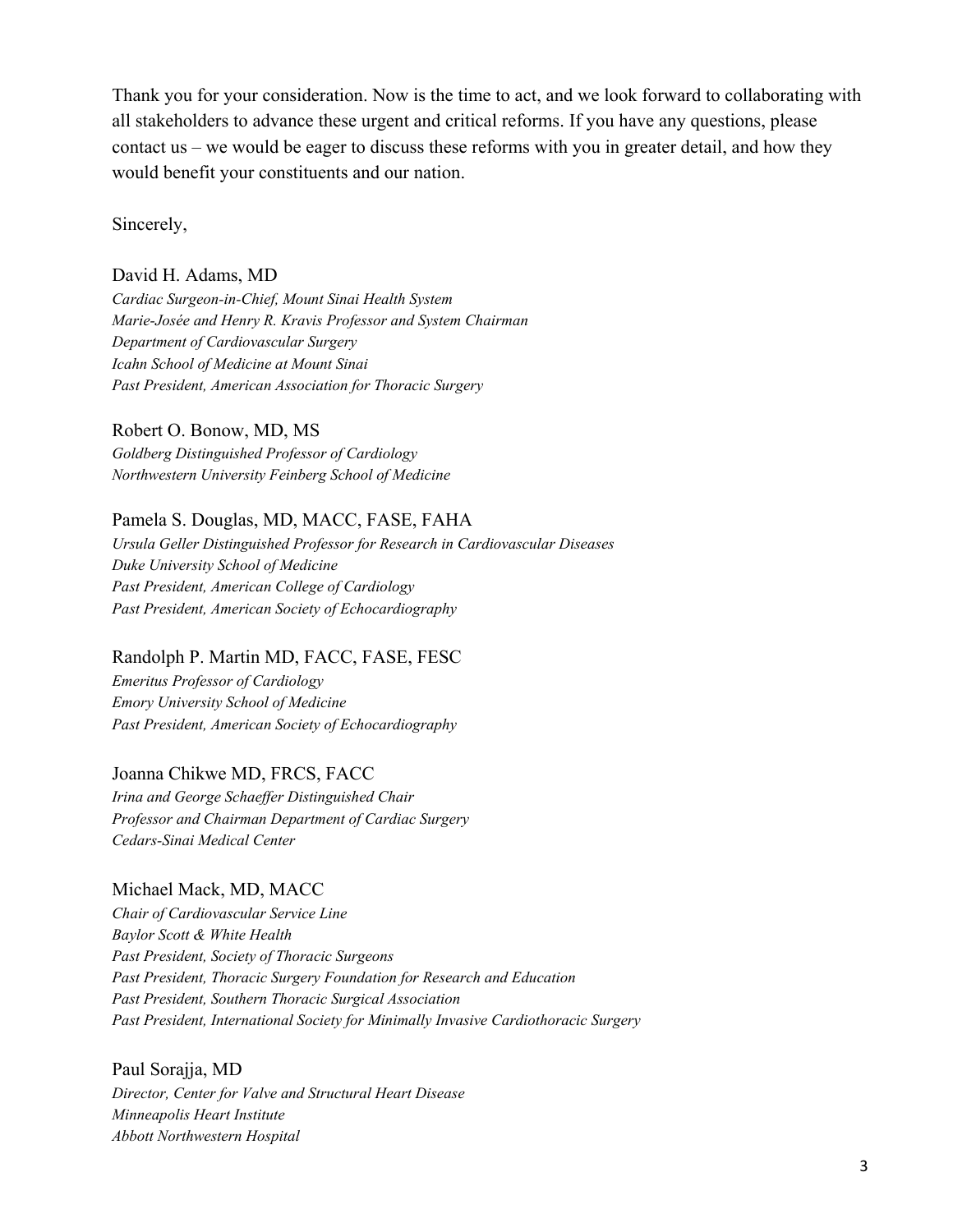Thank you for your consideration. Now is the time to act, and we look forward to collaborating with all stakeholders to advance these urgent and critical reforms. If you have any questions, please contact us – we would be eager to discuss these reforms with you in greater detail, and how they would benefit your constituents and our nation.

Sincerely,

David H. Adams, MD
*Cardiac Surgeon-in-Chief, Mount Sinai Health System*
*Marie-Josée and Henry R. Kravis Professor and System Chairman*
*Department of Cardiovascular Surgery*
*Icahn School of Medicine at Mount Sinai*
*Past President, American Association for Thoracic Surgery*

Robert O. Bonow, MD, MS
*Goldberg Distinguished Professor of Cardiology*
*Northwestern University Feinberg School of Medicine*

Pamela S. Douglas, MD, MACC, FASE, FAHA
*Ursula Geller Distinguished Professor for Research in Cardiovascular Diseases*
*Duke University School of Medicine*
*Past President, American College of Cardiology*
*Past President, American Society of Echocardiography*

Randolph P. Martin MD, FACC, FASE, FESC
*Emeritus Professor of Cardiology*
*Emory University School of Medicine*
*Past President, American Society of Echocardiography*

Joanna Chikwe MD, FRCS, FACC
*Irina and George Schaeffer Distinguished Chair*
*Professor and Chairman Department of Cardiac Surgery*
*Cedars-Sinai Medical Center*

Michael Mack, MD, MACC
*Chair of Cardiovascular Service Line*
*Baylor Scott & White Health*
*Past President, Society of Thoracic Surgeons*
*Past President, Thoracic Surgery Foundation for Research and Education*
*Past President, Southern Thoracic Surgical Association*
*Past President, International Society for Minimally Invasive Cardiothoracic Surgery*

Paul Sorajja, MD
*Director, Center for Valve and Structural Heart Disease*
*Minneapolis Heart Institute*
*Abbott Northwestern Hospital*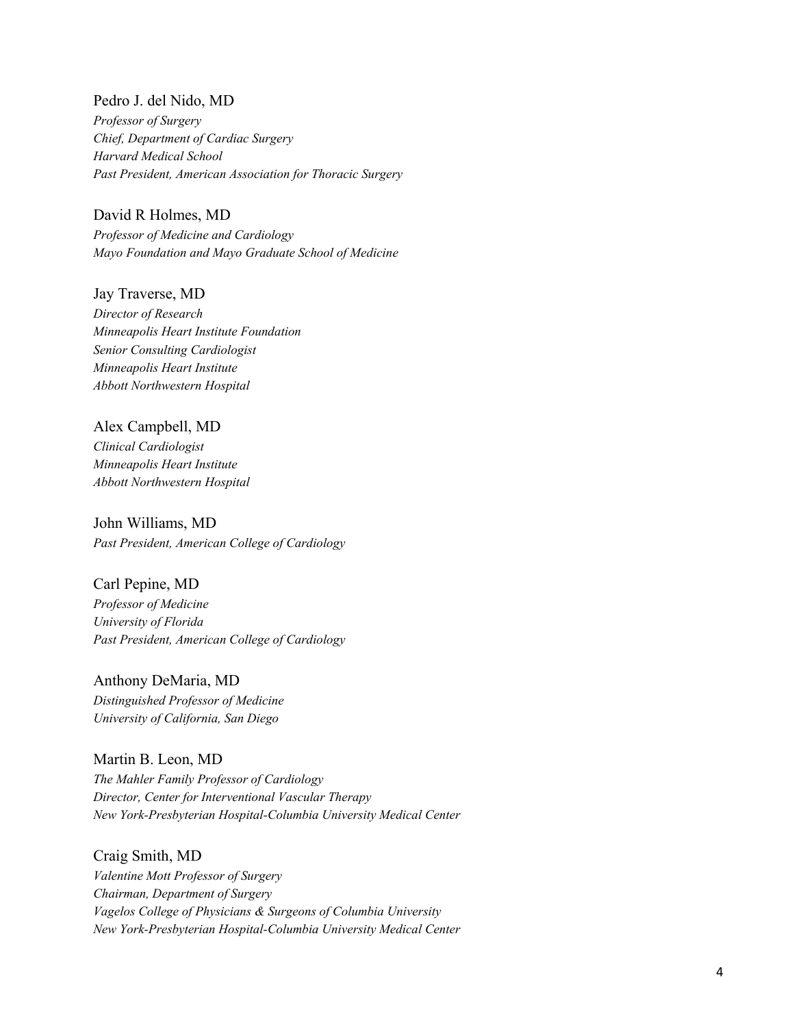Pedro J. del Nido, MD
*Professor of Surgery*
*Chief, Department of Cardiac Surgery*
*Harvard Medical School*
*Past President, American Association for Thoracic Surgery*

David R Holmes, MD
*Professor of Medicine and Cardiology*
*Mayo Foundation and Mayo Graduate School of Medicine*

Jay Traverse, MD
*Director of Research*
*Minneapolis Heart Institute Foundation*
*Senior Consulting Cardiologist*
*Minneapolis Heart Institute*
*Abbott Northwestern Hospital*

Alex Campbell, MD
*Clinical Cardiologist*
*Minneapolis Heart Institute*
*Abbott Northwestern Hospital*

John Williams, MD
*Past President, American College of Cardiology*

Carl Pepine, MD
*Professor of Medicine*
*University of Florida*
*Past President, American College of Cardiology*

Anthony DeMaria, MD
*Distinguished Professor of Medicine*
*University of California, San Diego*

Martin B. Leon, MD
*The Mahler Family Professor of Cardiology*
*Director, Center for Interventional Vascular Therapy*
*New York-Presbyterian Hospital-Columbia University Medical Center*

Craig Smith, MD
*Valentine Mott Professor of Surgery*
*Chairman, Department of Surgery*
*Vagelos College of Physicians & Surgeons of Columbia University*
*New York-Presbyterian Hospital-Columbia University Medical Center*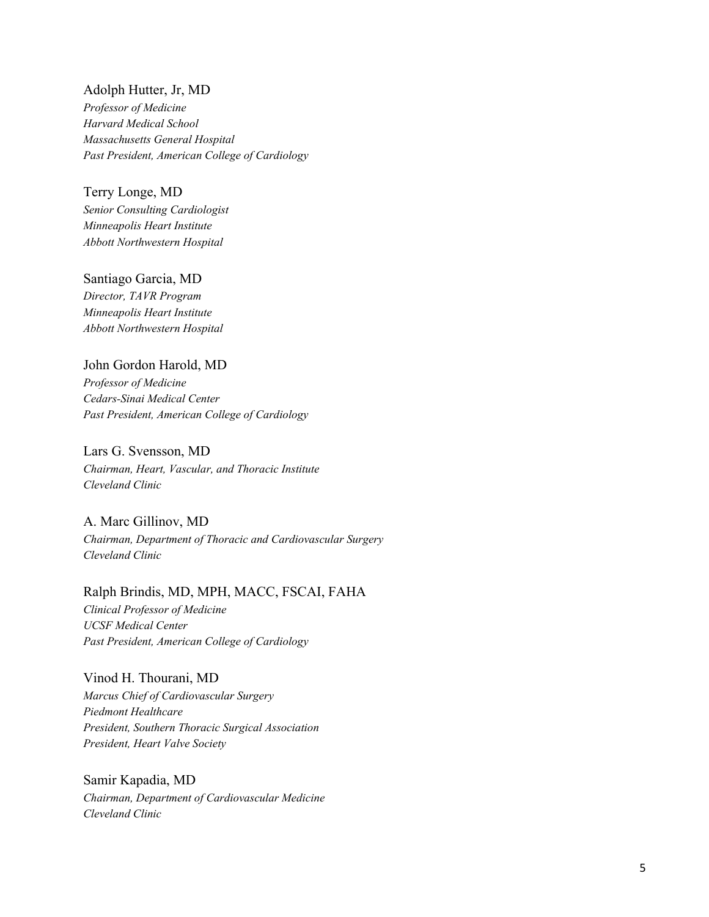Adolph Hutter, Jr, MD
*Professor of Medicine*
*Harvard Medical School*
*Massachusetts General Hospital*
*Past President, American College of Cardiology*

Terry Longe, MD
*Senior Consulting Cardiologist*
*Minneapolis Heart Institute*
*Abbott Northwestern Hospital*

Santiago Garcia, MD
*Director, TAVR Program*
*Minneapolis Heart Institute*
*Abbott Northwestern Hospital*

John Gordon Harold, MD
*Professor of Medicine*
*Cedars-Sinai Medical Center*
*Past President, American College of Cardiology*

Lars G. Svensson, MD
*Chairman, Heart, Vascular, and Thoracic Institute*
*Cleveland Clinic*

A. Marc Gillinov, MD
*Chairman, Department of Thoracic and Cardiovascular Surgery*
*Cleveland Clinic*

Ralph Brindis, MD, MPH, MACC, FSCAI, FAHA
*Clinical Professor of Medicine*
*UCSF Medical Center*
*Past President, American College of Cardiology*

Vinod H. Thourani, MD
*Marcus Chief of Cardiovascular Surgery*
*Piedmont Healthcare*
*President, Southern Thoracic Surgical Association*
*President, Heart Valve Society*

Samir Kapadia, MD
*Chairman, Department of Cardiovascular Medicine*
*Cleveland Clinic*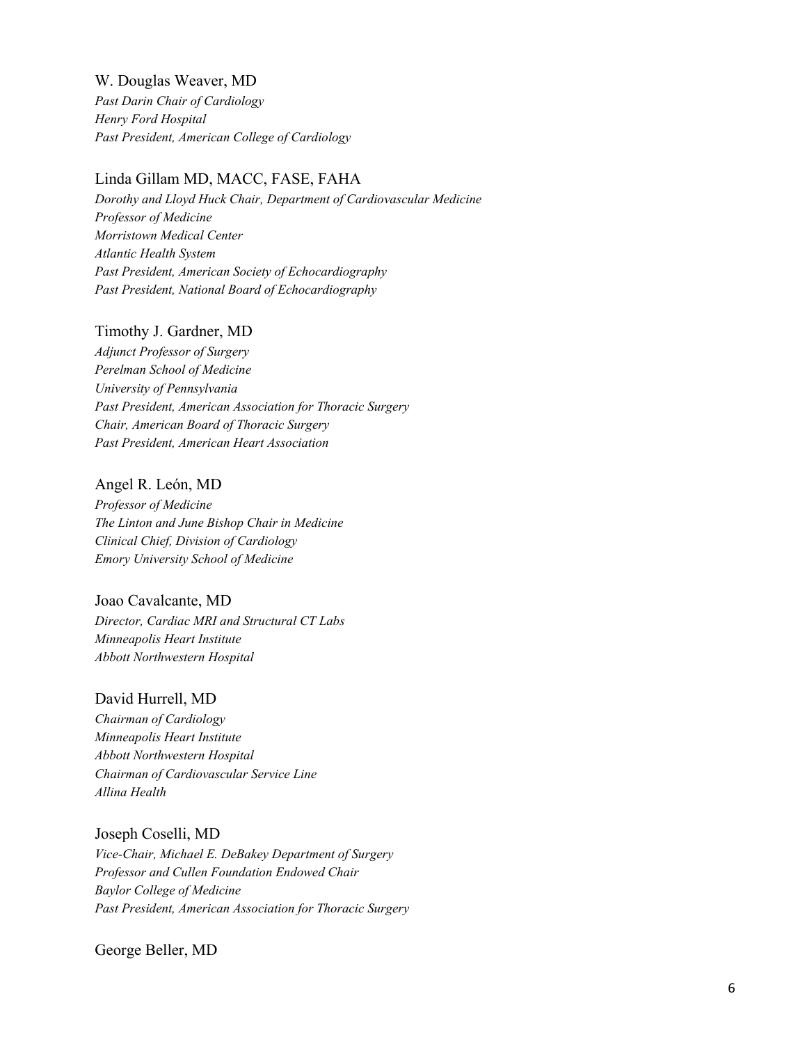W. Douglas Weaver, MD
*Past Darin Chair of Cardiology*
*Henry Ford Hospital*
*Past President, American College of Cardiology*

Linda Gillam MD, MACC, FASE, FAHA
*Dorothy and Lloyd Huck Chair, Department of Cardiovascular Medicine*
*Professor of Medicine*
*Morristown Medical Center*
*Atlantic Health System*
*Past President, American Society of Echocardiography*
*Past President, National Board of Echocardiography*

Timothy J. Gardner, MD
*Adjunct Professor of Surgery*
*Perelman School of Medicine*
*University of Pennsylvania*
*Past President, American Association for Thoracic Surgery*
*Chair, American Board of Thoracic Surgery*
*Past President, American Heart Association*

Angel R. León, MD
*Professor of Medicine*
*The Linton and June Bishop Chair in Medicine*
*Clinical Chief, Division of Cardiology*
*Emory University School of Medicine*

Joao Cavalcante, MD
*Director, Cardiac MRI and Structural CT Labs*
*Minneapolis Heart Institute*
*Abbott Northwestern Hospital*

David Hurrell, MD
*Chairman of Cardiology*
*Minneapolis Heart Institute*
*Abbott Northwestern Hospital*
*Chairman of Cardiovascular Service Line*
*Allina Health*

Joseph Coselli, MD
*Vice-Chair, Michael E. DeBakey Department of Surgery*
*Professor and Cullen Foundation Endowed Chair*
*Baylor College of Medicine*
*Past President, American Association for Thoracic Surgery*

George Beller, MD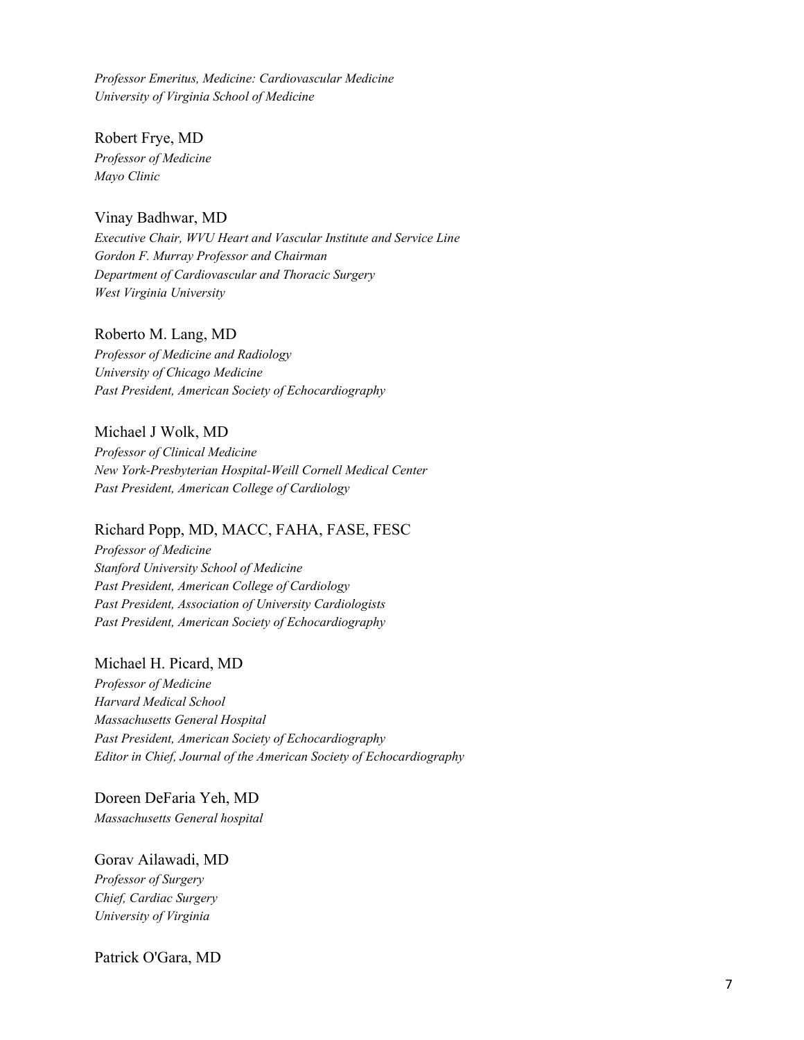*Professor Emeritus, Medicine: Cardiovascular Medicine*
*University of Virginia School of Medicine*

Robert Frye, MD
*Professor of Medicine*
*Mayo Clinic*

Vinay Badhwar, MD
*Executive Chair, WVU Heart and Vascular Institute and Service Line*
*Gordon F. Murray Professor and Chairman*
*Department of Cardiovascular and Thoracic Surgery*
*West Virginia University*

Roberto M. Lang, MD
*Professor of Medicine and Radiology*
*University of Chicago Medicine*
*Past President, American Society of Echocardiography*

Michael J Wolk, MD
*Professor of Clinical Medicine*
*New York-Presbyterian Hospital-Weill Cornell Medical Center*
*Past President, American College of Cardiology*

Richard Popp, MD, MACC, FAHA, FASE, FESC
*Professor of Medicine*
*Stanford University School of Medicine*
*Past President, American College of Cardiology*
*Past President, Association of University Cardiologists*
*Past President, American Society of Echocardiography*

Michael H. Picard, MD
*Professor of Medicine*
*Harvard Medical School*
*Massachusetts General Hospital*
*Past President, American Society of Echocardiography*
*Editor in Chief, Journal of the American Society of Echocardiography*

Doreen DeFaria Yeh, MD
*Massachusetts General hospital*

Gorav Ailawadi, MD
*Professor of Surgery*
*Chief, Cardiac Surgery*
*University of Virginia*

Patrick O'Gara, MD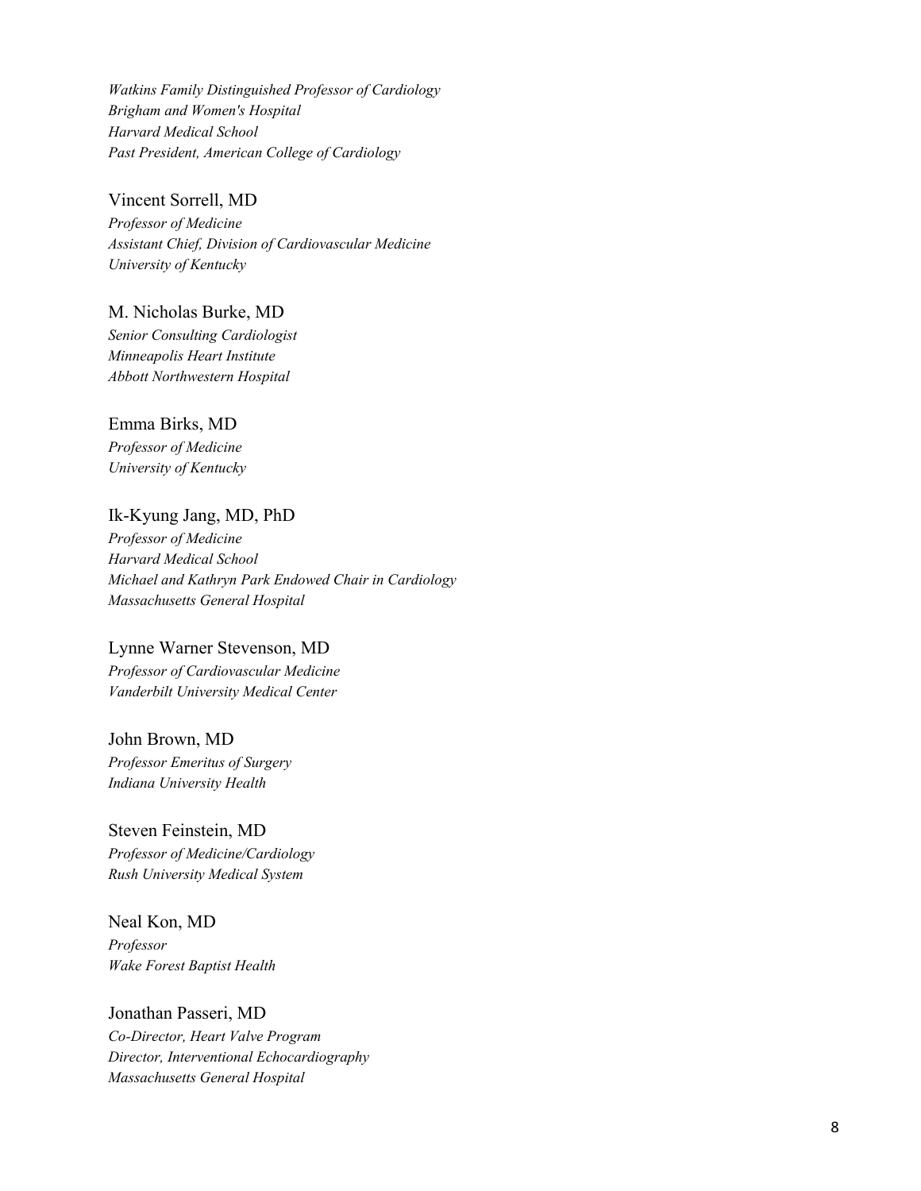*Watkins Family Distinguished Professor of Cardiology*
*Brigham and Women's Hospital*
*Harvard Medical School*
*Past President, American College of Cardiology*

Vincent Sorrell, MD
*Professor of Medicine*
*Assistant Chief, Division of Cardiovascular Medicine*
*University of Kentucky*

M. Nicholas Burke, MD
*Senior Consulting Cardiologist*
*Minneapolis Heart Institute*
*Abbott Northwestern Hospital*

Emma Birks, MD
*Professor of Medicine*
*University of Kentucky*

Ik-Kyung Jang, MD, PhD
*Professor of Medicine*
*Harvard Medical School*
*Michael and Kathryn Park Endowed Chair in Cardiology*
*Massachusetts General Hospital*

Lynne Warner Stevenson, MD
*Professor of Cardiovascular Medicine*
*Vanderbilt University Medical Center*

John Brown, MD
*Professor Emeritus of Surgery*
*Indiana University Health*

Steven Feinstein, MD
*Professor of Medicine/Cardiology*
*Rush University Medical System*

Neal Kon, MD
*Professor*
*Wake Forest Baptist Health*

Jonathan Passeri, MD
*Co-Director, Heart Valve Program*
*Director, Interventional Echocardiography*
*Massachusetts General Hospital*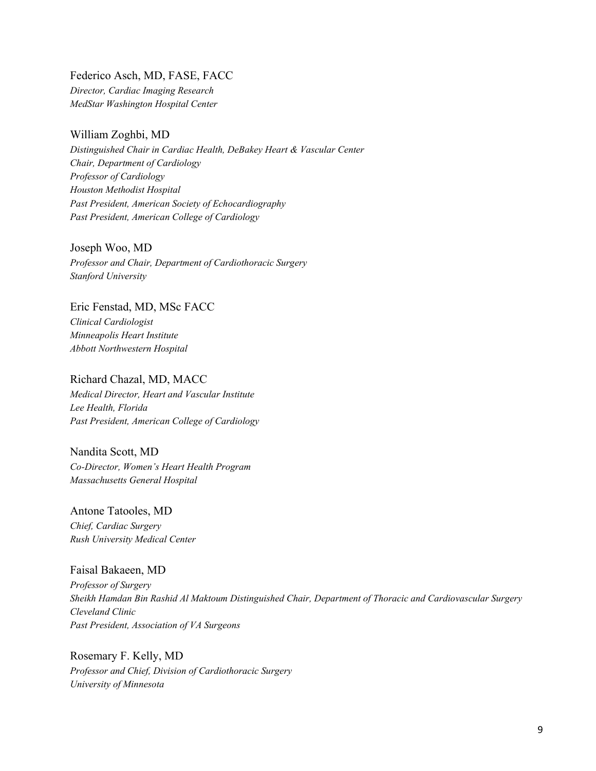Federico Asch, MD, FASE, FACC
*Director, Cardiac Imaging Research*
*MedStar Washington Hospital Center*

William Zoghbi, MD
*Distinguished Chair in Cardiac Health, DeBakey Heart & Vascular Center*
*Chair, Department of Cardiology*
*Professor of Cardiology*
*Houston Methodist Hospital*
*Past President, American Society of Echocardiography*
*Past President, American College of Cardiology*

Joseph Woo, MD
*Professor and Chair, Department of Cardiothoracic Surgery*
*Stanford University*

Eric Fenstad, MD, MSc FACC
*Clinical Cardiologist*
*Minneapolis Heart Institute*
*Abbott Northwestern Hospital*

Richard Chazal, MD, MACC
*Medical Director, Heart and Vascular Institute*
*Lee Health, Florida*
*Past President, American College of Cardiology*

Nandita Scott, MD
*Co-Director, Women's Heart Health Program*
*Massachusetts General Hospital*

Antone Tatooles, MD
*Chief, Cardiac Surgery*
*Rush University Medical Center*

Faisal Bakaeen, MD
*Professor of Surgery*
*Sheikh Hamdan Bin Rashid Al Maktoum Distinguished Chair, Department of Thoracic and Cardiovascular Surgery*
*Cleveland Clinic*
*Past President, Association of VA Surgeons*

Rosemary F. Kelly, MD
*Professor and Chief, Division of Cardiothoracic Surgery*
*University of Minnesota*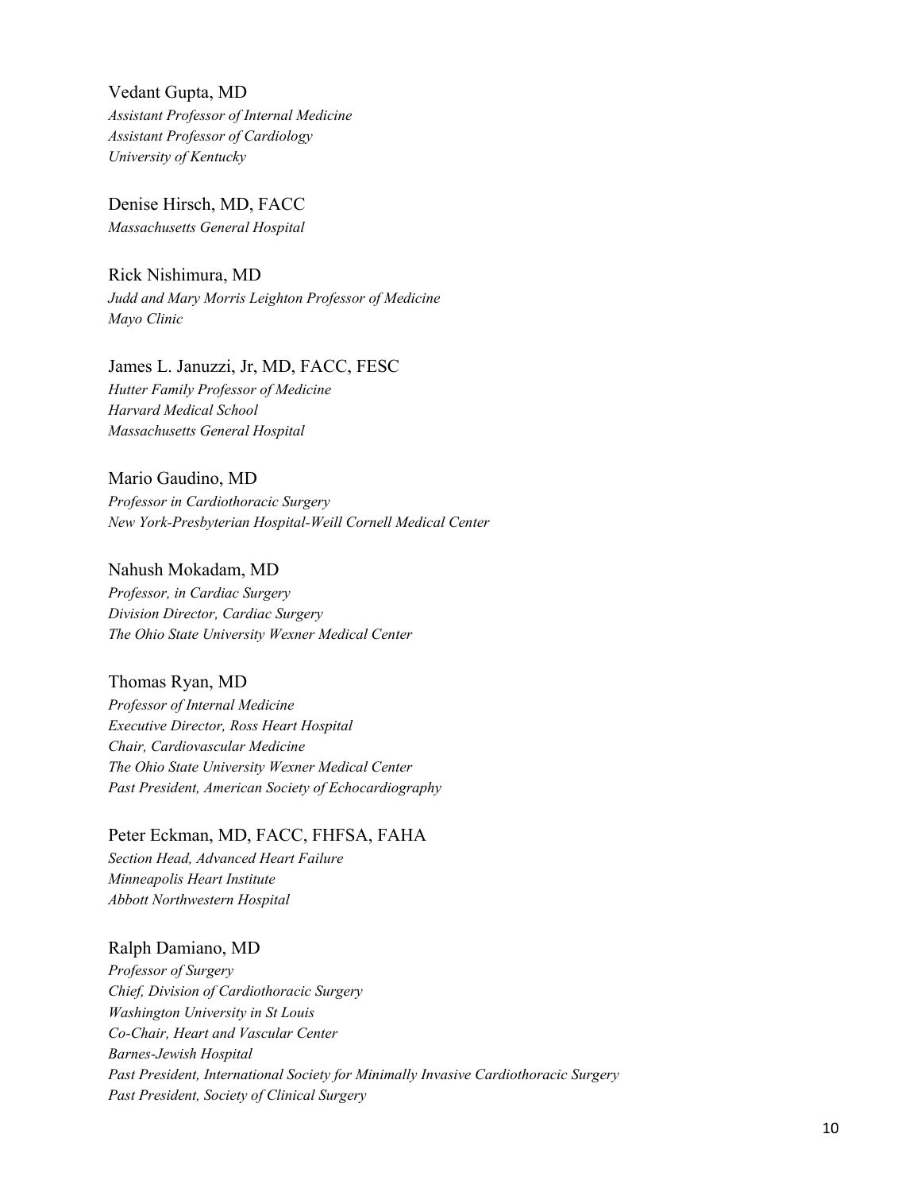Vedant Gupta, MD
*Assistant Professor of Internal Medicine*
*Assistant Professor of Cardiology*
*University of Kentucky*

Denise Hirsch, MD, FACC
*Massachusetts General Hospital*

Rick Nishimura, MD
*Judd and Mary Morris Leighton Professor of Medicine*
*Mayo Clinic*

James L. Januzzi, Jr, MD, FACC, FESC
*Hutter Family Professor of Medicine*
*Harvard Medical School*
*Massachusetts General Hospital*

Mario Gaudino, MD
*Professor in Cardiothoracic Surgery*
*New York-Presbyterian Hospital-Weill Cornell Medical Center*

Nahush Mokadam, MD
*Professor, in Cardiac Surgery*
*Division Director, Cardiac Surgery*
*The Ohio State University Wexner Medical Center*

Thomas Ryan, MD
*Professor of Internal Medicine*
*Executive Director, Ross Heart Hospital*
*Chair, Cardiovascular Medicine*
*The Ohio State University Wexner Medical Center*
*Past President, American Society of Echocardiography*

Peter Eckman, MD, FACC, FHFSA, FAHA
*Section Head, Advanced Heart Failure*
*Minneapolis Heart Institute*
*Abbott Northwestern Hospital*

Ralph Damiano, MD
*Professor of Surgery*
*Chief, Division of Cardiothoracic Surgery*
*Washington University in St Louis*
*Co-Chair, Heart and Vascular Center*
*Barnes-Jewish Hospital*
*Past President, International Society for Minimally Invasive Cardiothoracic Surgery*
*Past President, Society of Clinical Surgery*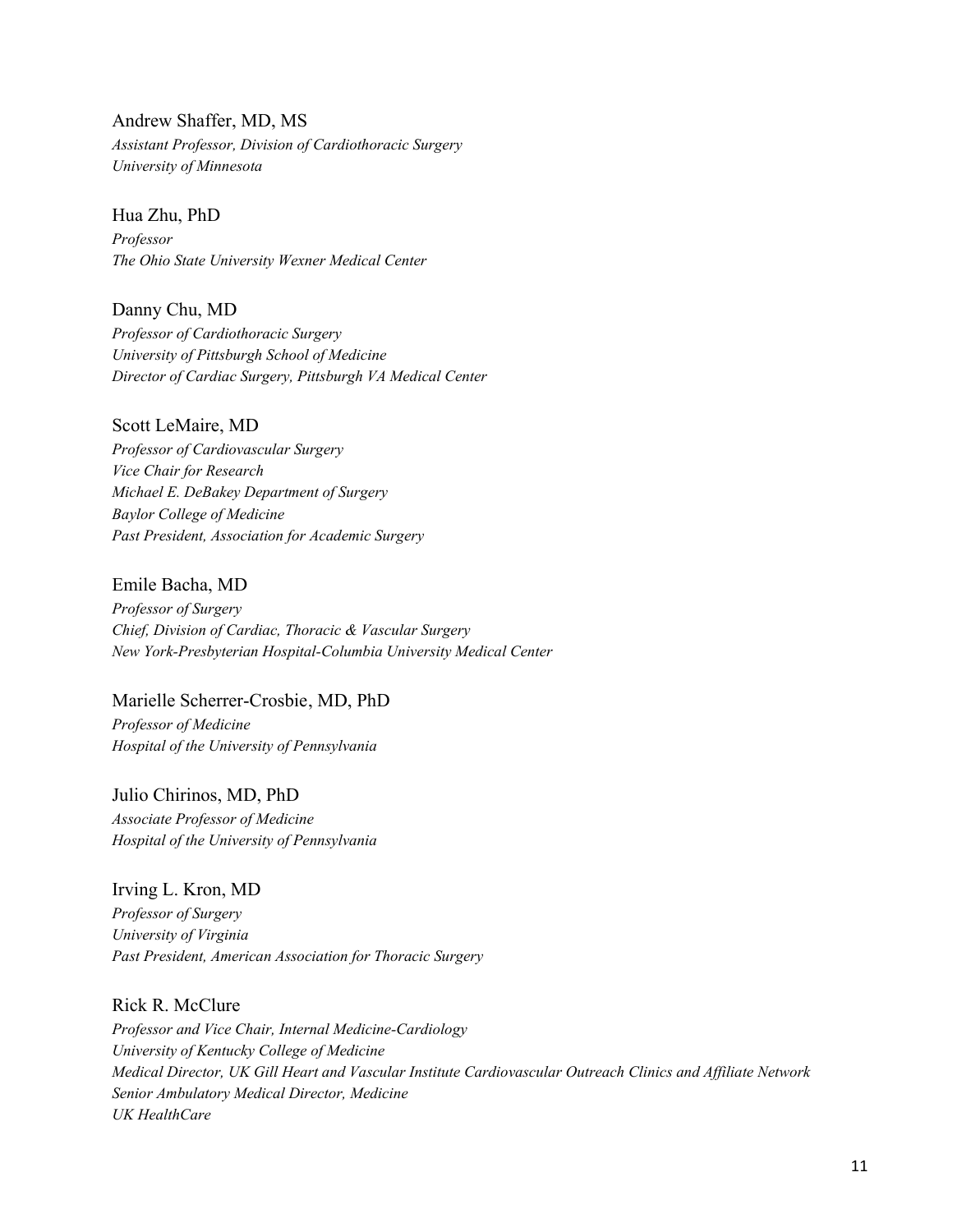Andrew Shaffer, MD, MS
*Assistant Professor, Division of Cardiothoracic Surgery*
*University of Minnesota*

Hua Zhu, PhD
*Professor*
*The Ohio State University Wexner Medical Center*

Danny Chu, MD
*Professor of Cardiothoracic Surgery*
*University of Pittsburgh School of Medicine*
*Director of Cardiac Surgery, Pittsburgh VA Medical Center*

Scott LeMaire, MD
*Professor of Cardiovascular Surgery*
*Vice Chair for Research*
*Michael E. DeBakey Department of Surgery*
*Baylor College of Medicine*
*Past President, Association for Academic Surgery*

Emile Bacha, MD
*Professor of Surgery*
*Chief, Division of Cardiac, Thoracic & Vascular Surgery*
*New York-Presbyterian Hospital-Columbia University Medical Center*

Marielle Scherrer-Crosbie, MD, PhD
*Professor of Medicine*
*Hospital of the University of Pennsylvania*

Julio Chirinos, MD, PhD
*Associate Professor of Medicine*
*Hospital of the University of Pennsylvania*

Irving L. Kron, MD
*Professor of Surgery*
*University of Virginia*
*Past President, American Association for Thoracic Surgery*

Rick R. McClure
*Professor and Vice Chair, Internal Medicine-Cardiology*
*University of Kentucky College of Medicine*
*Medical Director, UK Gill Heart and Vascular Institute Cardiovascular Outreach Clinics and Affiliate Network*
*Senior Ambulatory Medical Director, Medicine*
*UK HealthCare*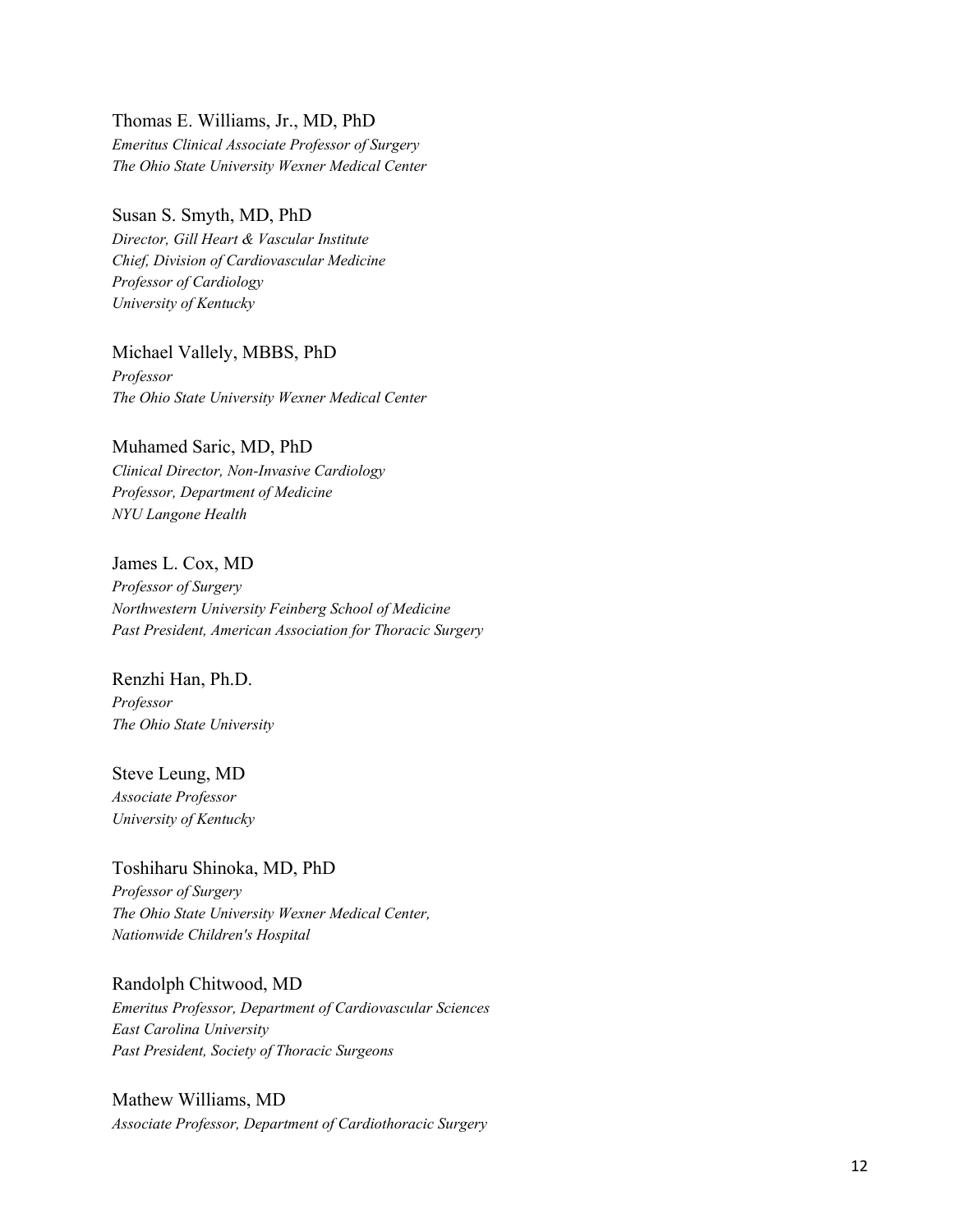Thomas E. Williams, Jr., MD, PhD
*Emeritus Clinical Associate Professor of Surgery*
*The Ohio State University Wexner Medical Center*

Susan S. Smyth, MD, PhD
*Director, Gill Heart & Vascular Institute*
*Chief, Division of Cardiovascular Medicine*
*Professor of Cardiology*
*University of Kentucky*

Michael Vallely, MBBS, PhD
*Professor*
*The Ohio State University Wexner Medical Center*

Muhamed Saric, MD, PhD
*Clinical Director, Non-Invasive Cardiology*
*Professor, Department of Medicine*
*NYU Langone Health*

James L. Cox, MD
*Professor of Surgery*
*Northwestern University Feinberg School of Medicine*
*Past President, American Association for Thoracic Surgery*

Renzhi Han, Ph.D.
*Professor*
*The Ohio State University*

Steve Leung, MD
*Associate Professor*
*University of Kentucky*

Toshiharu Shinoka, MD, PhD
*Professor of Surgery*
*The Ohio State University Wexner Medical Center,*
*Nationwide Children's Hospital*

Randolph Chitwood, MD
*Emeritus Professor, Department of Cardiovascular Sciences*
*East Carolina University*
*Past President, Society of Thoracic Surgeons*

Mathew Williams, MD
*Associate Professor, Department of Cardiothoracic Surgery*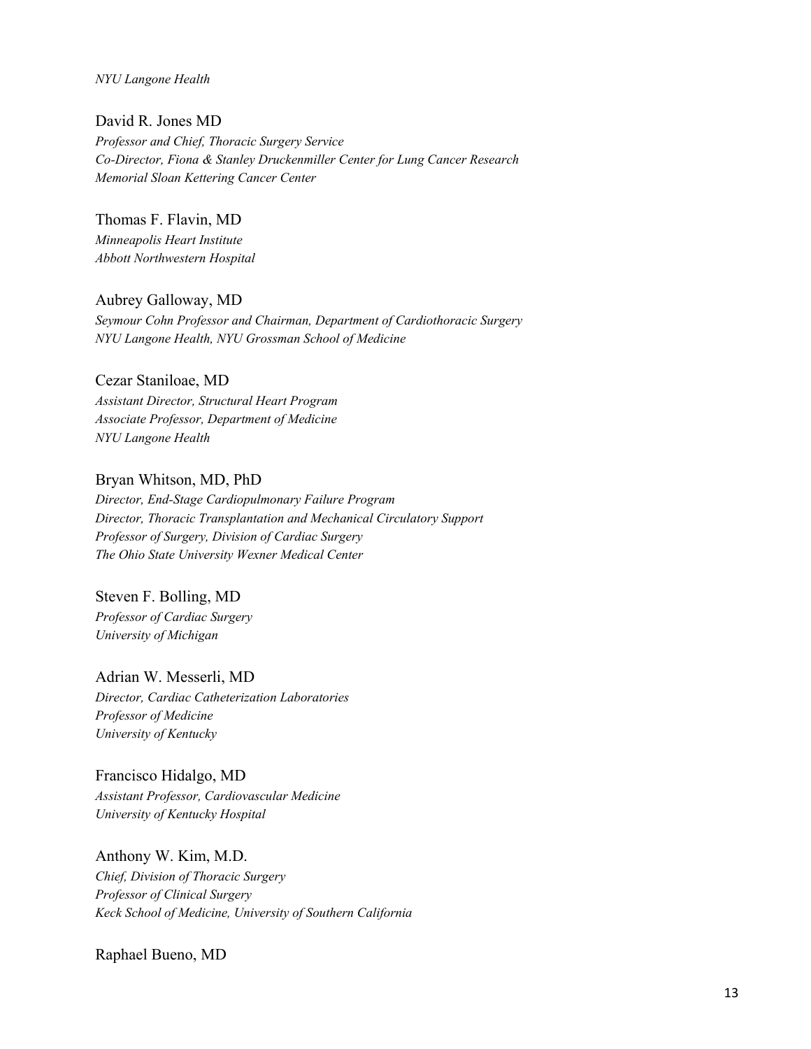*NYU Langone Health*

David R. Jones MD
*Professor and Chief, Thoracic Surgery Service*
*Co-Director, Fiona & Stanley Druckenmiller Center for Lung Cancer Research*
*Memorial Sloan Kettering Cancer Center*

Thomas F. Flavin, MD
*Minneapolis Heart Institute*
*Abbott Northwestern Hospital*

Aubrey Galloway, MD
*Seymour Cohn Professor and Chairman, Department of Cardiothoracic Surgery*
*NYU Langone Health, NYU Grossman School of Medicine*

Cezar Staniloae, MD
*Assistant Director, Structural Heart Program*
*Associate Professor, Department of Medicine*
*NYU Langone Health*

Bryan Whitson, MD, PhD
*Director, End-Stage Cardiopulmonary Failure Program*
*Director, Thoracic Transplantation and Mechanical Circulatory Support*
*Professor of Surgery, Division of Cardiac Surgery*
*The Ohio State University Wexner Medical Center*

Steven F. Bolling, MD
*Professor of Cardiac Surgery*
*University of Michigan*

Adrian W. Messerli, MD
*Director, Cardiac Catheterization Laboratories*
*Professor of Medicine*
*University of Kentucky*

Francisco Hidalgo, MD
*Assistant Professor, Cardiovascular Medicine*
*University of Kentucky Hospital*

Anthony W. Kim, M.D.
*Chief, Division of Thoracic Surgery*
*Professor of Clinical Surgery*
*Keck School of Medicine, University of Southern California*

Raphael Bueno, MD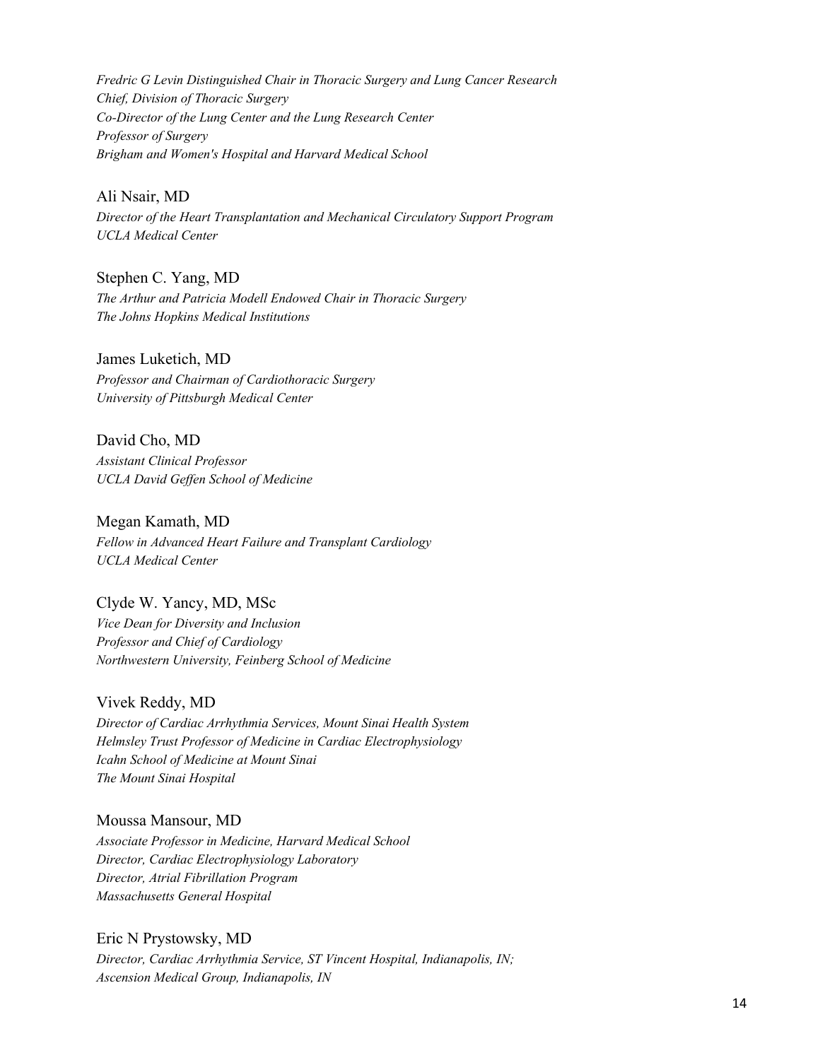*Fredric G Levin Distinguished Chair in Thoracic Surgery and Lung Cancer Research*
*Chief, Division of Thoracic Surgery*
*Co-Director of the Lung Center and the Lung Research Center*
*Professor of Surgery*
*Brigham and Women's Hospital and Harvard Medical School*

Ali Nsair, MD
*Director of the Heart Transplantation and Mechanical Circulatory Support Program*
*UCLA Medical Center*

Stephen C. Yang, MD
*The Arthur and Patricia Modell Endowed Chair in Thoracic Surgery*
*The Johns Hopkins Medical Institutions*

James Luketich, MD
*Professor and Chairman of Cardiothoracic Surgery*
*University of Pittsburgh Medical Center*

David Cho, MD
*Assistant Clinical Professor*
*UCLA David Geffen School of Medicine*

Megan Kamath, MD
*Fellow in Advanced Heart Failure and Transplant Cardiology*
*UCLA Medical Center*

Clyde W. Yancy, MD, MSc
*Vice Dean for Diversity and Inclusion*
*Professor and Chief of Cardiology*
*Northwestern University, Feinberg School of Medicine*

Vivek Reddy, MD
*Director of Cardiac Arrhythmia Services, Mount Sinai Health System*
*Helmsley Trust Professor of Medicine in Cardiac Electrophysiology*
*Icahn School of Medicine at Mount Sinai*
*The Mount Sinai Hospital*

Moussa Mansour, MD
*Associate Professor in Medicine, Harvard Medical School*
*Director, Cardiac Electrophysiology Laboratory*
*Director, Atrial Fibrillation Program*
*Massachusetts General Hospital*

Eric N Prystowsky, MD
*Director, Cardiac Arrhythmia Service, ST Vincent Hospital, Indianapolis, IN;*
*Ascension Medical Group, Indianapolis, IN*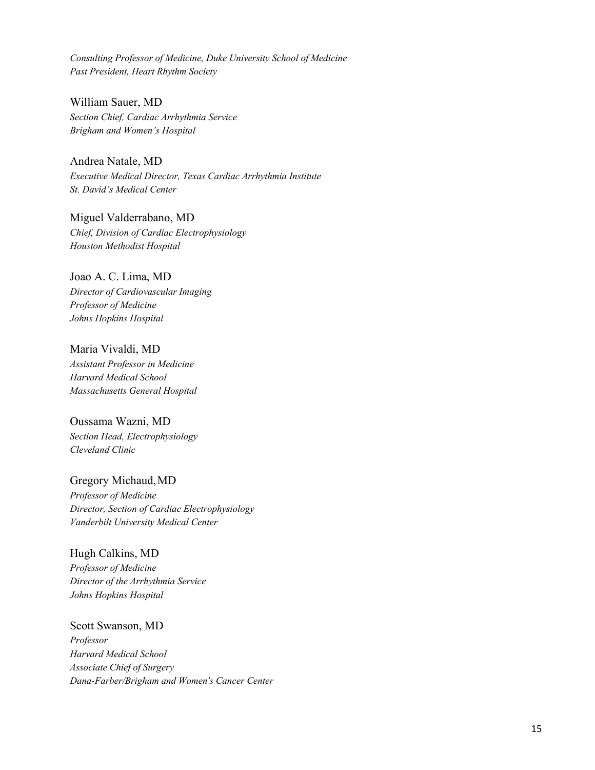*Consulting Professor of Medicine, Duke University School of Medicine*
*Past President, Heart Rhythm Society*

William Sauer, MD
*Section Chief, Cardiac Arrhythmia Service*
*Brigham and Women's Hospital*

Andrea Natale, MD
*Executive Medical Director, Texas Cardiac Arrhythmia Institute*
*St. David's Medical Center*

Miguel Valderrabano, MD
*Chief, Division of Cardiac Electrophysiology*
*Houston Methodist Hospital*

Joao A. C. Lima, MD
*Director of Cardiovascular Imaging*
*Professor of Medicine*
*Johns Hopkins Hospital*

Maria Vivaldi, MD
*Assistant Professor in Medicine*
*Harvard Medical School*
*Massachusetts General Hospital*

Oussama Wazni, MD
*Section Head, Electrophysiology*
*Cleveland Clinic*

Gregory Michaud, MD
*Professor of Medicine*
*Director, Section of Cardiac Electrophysiology*
*Vanderbilt University Medical Center*

Hugh Calkins, MD
*Professor of Medicine*
*Director of the Arrhythmia Service*
*Johns Hopkins Hospital*

Scott Swanson, MD
*Professor*
*Harvard Medical School*
*Associate Chief of Surgery*
*Dana-Farber/Brigham and Women's Cancer Center*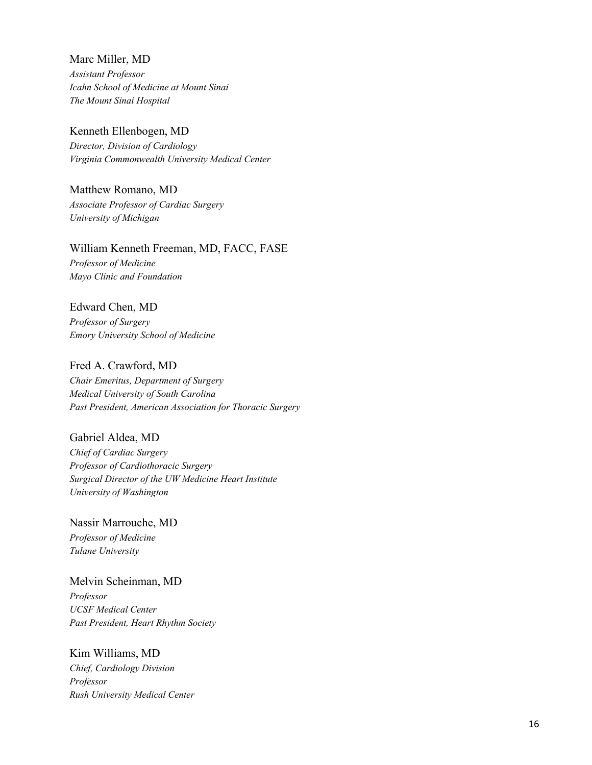Marc Miller, MD
*Assistant Professor*
*Icahn School of Medicine at Mount Sinai*
*The Mount Sinai Hospital*

Kenneth Ellenbogen, MD
*Director, Division of Cardiology*
*Virginia Commonwealth University Medical Center*

Matthew Romano, MD
*Associate Professor of Cardiac Surgery*
*University of Michigan*

William Kenneth Freeman, MD, FACC, FASE
*Professor of Medicine*
*Mayo Clinic and Foundation*

Edward Chen, MD
*Professor of Surgery*
*Emory University School of Medicine*

Fred A. Crawford, MD
*Chair Emeritus, Department of Surgery*
*Medical University of South Carolina*
*Past President, American Association for Thoracic Surgery*

Gabriel Aldea, MD
*Chief of Cardiac Surgery*
*Professor of Cardiothoracic Surgery*
*Surgical Director of the UW Medicine Heart Institute*
*University of Washington*

Nassir Marrouche, MD
*Professor of Medicine*
*Tulane University*

Melvin Scheinman, MD
*Professor*
*UCSF Medical Center*
*Past President, Heart Rhythm Society*

Kim Williams, MD
*Chief, Cardiology Division*
*Professor*
*Rush University Medical Center*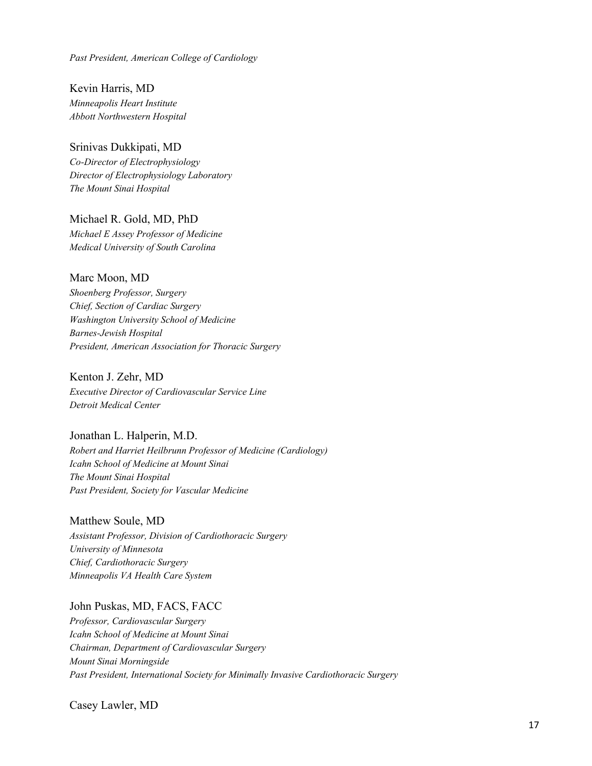*Past President, American College of Cardiology*

Kevin Harris, MD
*Minneapolis Heart Institute*
*Abbott Northwestern Hospital*

Srinivas Dukkipati, MD
*Co-Director of Electrophysiology*
*Director of Electrophysiology Laboratory*
*The Mount Sinai Hospital*

Michael R. Gold, MD, PhD
*Michael E Assey Professor of Medicine*
*Medical University of South Carolina*

Marc Moon, MD
*Shoenberg Professor, Surgery*
*Chief, Section of Cardiac Surgery*
*Washington University School of Medicine*
*Barnes-Jewish Hospital*
*President, American Association for Thoracic Surgery*

Kenton J. Zehr, MD
*Executive Director of Cardiovascular Service Line*
*Detroit Medical Center*

Jonathan L. Halperin, M.D.
*Robert and Harriet Heilbrunn Professor of Medicine (Cardiology)*
*Icahn School of Medicine at Mount Sinai*
*The Mount Sinai Hospital*
*Past President, Society for Vascular Medicine*

Matthew Soule, MD
*Assistant Professor, Division of Cardiothoracic Surgery*
*University of Minnesota*
*Chief, Cardiothoracic Surgery*
*Minneapolis VA Health Care System*

John Puskas, MD, FACS, FACC
*Professor, Cardiovascular Surgery*
*Icahn School of Medicine at Mount Sinai*
*Chairman, Department of Cardiovascular Surgery*
*Mount Sinai Morningside*
*Past President, International Society for Minimally Invasive Cardiothoracic Surgery*

Casey Lawler, MD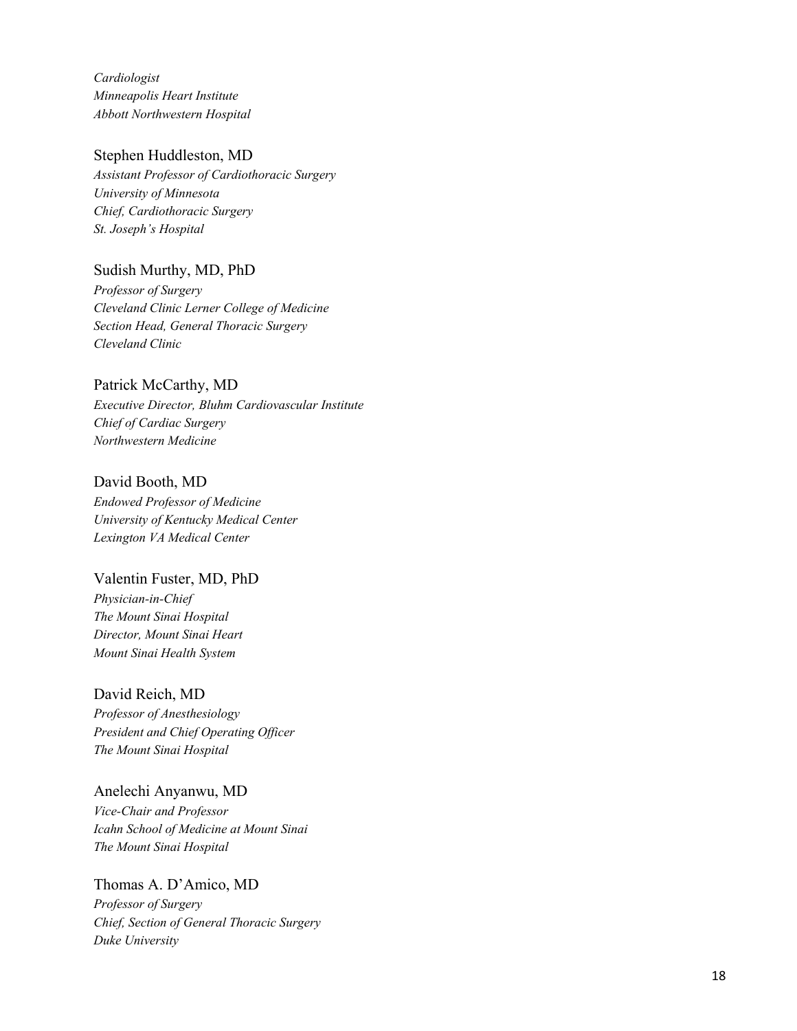*Cardiologist*
*Minneapolis Heart Institute*
*Abbott Northwestern Hospital*

Stephen Huddleston, MD
*Assistant Professor of Cardiothoracic Surgery*
*University of Minnesota*
*Chief, Cardiothoracic Surgery*
*St. Joseph's Hospital*

Sudish Murthy, MD, PhD
*Professor of Surgery*
*Cleveland Clinic Lerner College of Medicine*
*Section Head, General Thoracic Surgery*
*Cleveland Clinic*

Patrick McCarthy, MD
*Executive Director, Bluhm Cardiovascular Institute*
*Chief of Cardiac Surgery*
*Northwestern Medicine*

David Booth, MD
*Endowed Professor of Medicine*
*University of Kentucky Medical Center*
*Lexington VA Medical Center*

Valentin Fuster, MD, PhD
*Physician-in-Chief*
*The Mount Sinai Hospital*
*Director, Mount Sinai Heart*
*Mount Sinai Health System*

David Reich, MD
*Professor of Anesthesiology*
*President and Chief Operating Officer*
*The Mount Sinai Hospital*

Anelechi Anyanwu, MD
*Vice-Chair and Professor*
*Icahn School of Medicine at Mount Sinai*
*The Mount Sinai Hospital*

Thomas A. D'Amico, MD
*Professor of Surgery*
*Chief, Section of General Thoracic Surgery*
*Duke University*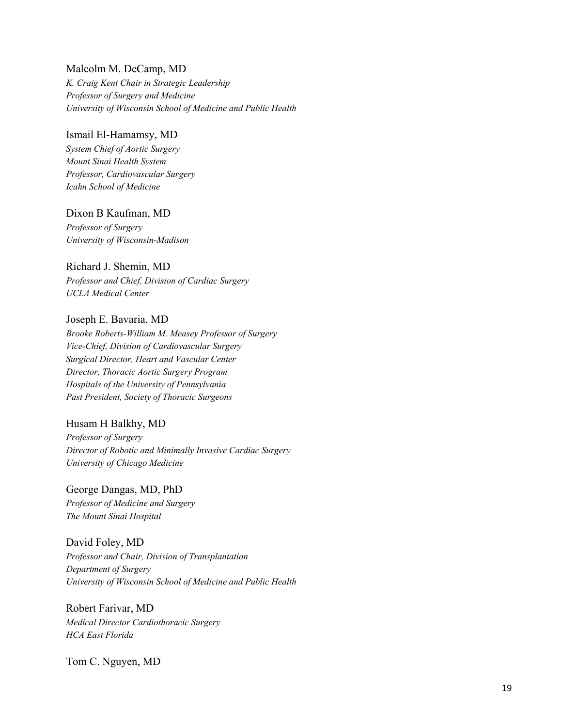Malcolm M. DeCamp, MD  
*K. Craig Kent Chair in Strategic Leadership*  
*Professor of Surgery and Medicine*  
*University of Wisconsin School of Medicine and Public Health*

Ismail El-Hamamsy, MD  
*System Chief of Aortic Surgery*  
*Mount Sinai Health System*  
*Professor, Cardiovascular Surgery*  
*Icahn School of Medicine*

Dixon B Kaufman, MD  
*Professor of Surgery*  
*University of Wisconsin-Madison*

Richard J. Shemin, MD  
*Professor and Chief, Division of Cardiac Surgery*  
*UCLA Medical Center*

Joseph E. Bavaria, MD  
*Brooke Roberts-William M. Measey Professor of Surgery*  
*Vice-Chief, Division of Cardiovascular Surgery*  
*Surgical Director, Heart and Vascular Center*  
*Director, Thoracic Aortic Surgery Program*  
*Hospitals of the University of Pennsylvania*  
*Past President, Society of Thoracic Surgeons*

Husam H Balkhy, MD  
*Professor of Surgery*  
*Director of Robotic and Minimally Invasive Cardiac Surgery*  
*University of Chicago Medicine*

George Dangas, MD, PhD  
*Professor of Medicine and Surgery*  
*The Mount Sinai Hospital*

David Foley, MD  
*Professor and Chair, Division of Transplantation*  
*Department of Surgery*  
*University of Wisconsin School of Medicine and Public Health*

Robert Farivar, MD  
*Medical Director Cardiothoracic Surgery*  
*HCA East Florida*

Tom C. Nguyen, MD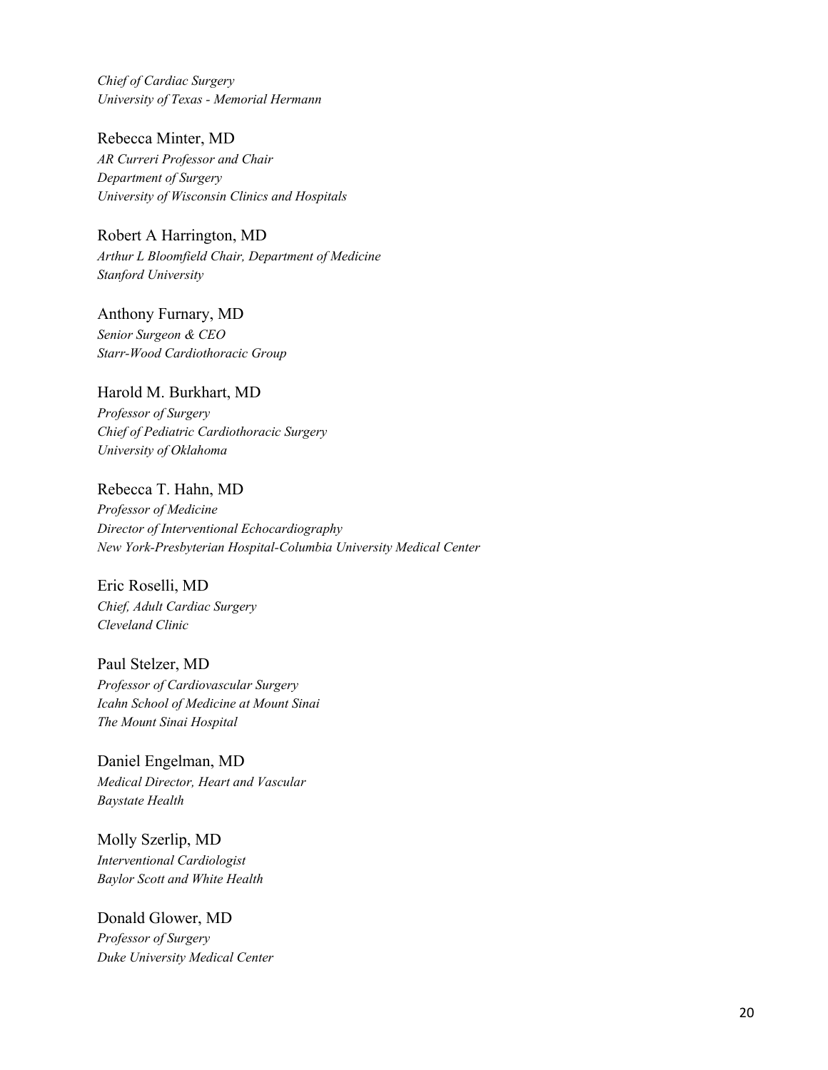*Chief of Cardiac Surgery*
*University of Texas - Memorial Hermann*

Rebecca Minter, MD
*AR Curreri Professor and Chair*
*Department of Surgery*
*University of Wisconsin Clinics and Hospitals*

Robert A Harrington, MD
*Arthur L Bloomfield Chair, Department of Medicine*
*Stanford University*

Anthony Furnary, MD
*Senior Surgeon & CEO*
*Starr-Wood Cardiothoracic Group*

Harold M. Burkhart, MD
*Professor of Surgery*
*Chief of Pediatric Cardiothoracic Surgery*
*University of Oklahoma*

Rebecca T. Hahn, MD
*Professor of Medicine*
*Director of Interventional Echocardiography*
*New York-Presbyterian Hospital-Columbia University Medical Center*

Eric Roselli, MD
*Chief, Adult Cardiac Surgery*
*Cleveland Clinic*

Paul Stelzer, MD
*Professor of Cardiovascular Surgery*
*Icahn School of Medicine at Mount Sinai*
*The Mount Sinai Hospital*

Daniel Engelman, MD
*Medical Director, Heart and Vascular*
*Baystate Health*

Molly Szerlip, MD
*Interventional Cardiologist*
*Baylor Scott and White Health*

Donald Glower, MD
*Professor of Surgery*
*Duke University Medical Center*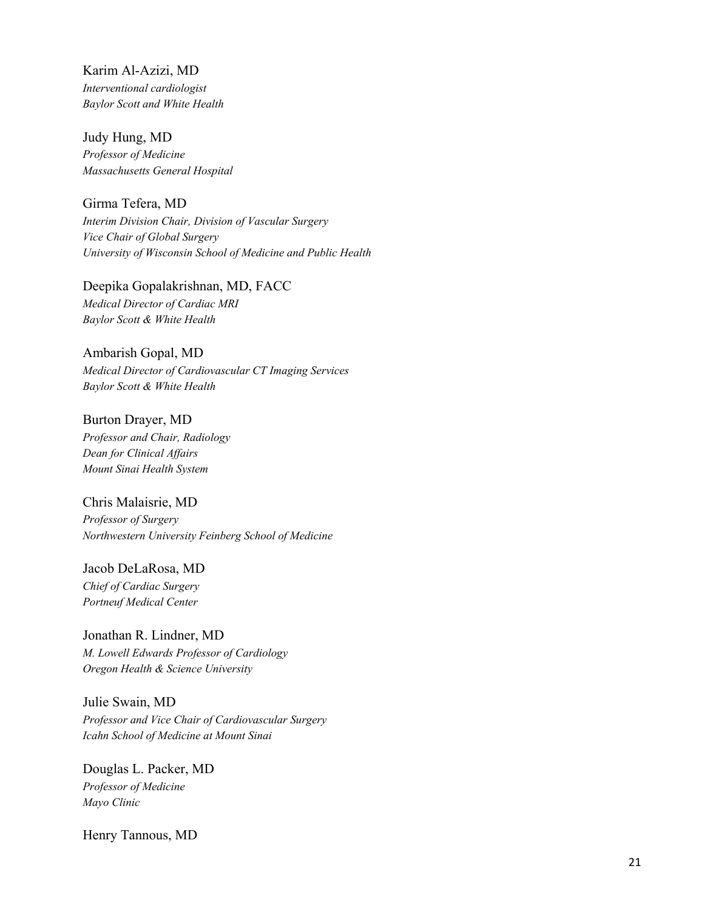Karim Al-Azizi, MD
*Interventional cardiologist*
*Baylor Scott and White Health*

Judy Hung, MD
*Professor of Medicine*
*Massachusetts General Hospital*

Girma Tefera, MD
*Interim Division Chair, Division of Vascular Surgery*
*Vice Chair of Global Surgery*
*University of Wisconsin School of Medicine and Public Health*

Deepika Gopalakrishnan, MD, FACC
*Medical Director of Cardiac MRI*
*Baylor Scott & White Health*

Ambarish Gopal, MD
*Medical Director of Cardiovascular CT Imaging Services*
*Baylor Scott & White Health*

Burton Drayer, MD
*Professor and Chair, Radiology*
*Dean for Clinical Affairs*
*Mount Sinai Health System*

Chris Malaisrie, MD
*Professor of Surgery*
*Northwestern University Feinberg School of Medicine*

Jacob DeLaRosa, MD
*Chief of Cardiac Surgery*
*Portneuf Medical Center*

Jonathan R. Lindner, MD
*M. Lowell Edwards Professor of Cardiology*
*Oregon Health & Science University*

Julie Swain, MD
*Professor and Vice Chair of Cardiovascular Surgery*
*Icahn School of Medicine at Mount Sinai*

Douglas L. Packer, MD
*Professor of Medicine*
*Mayo Clinic*

Henry Tannous, MD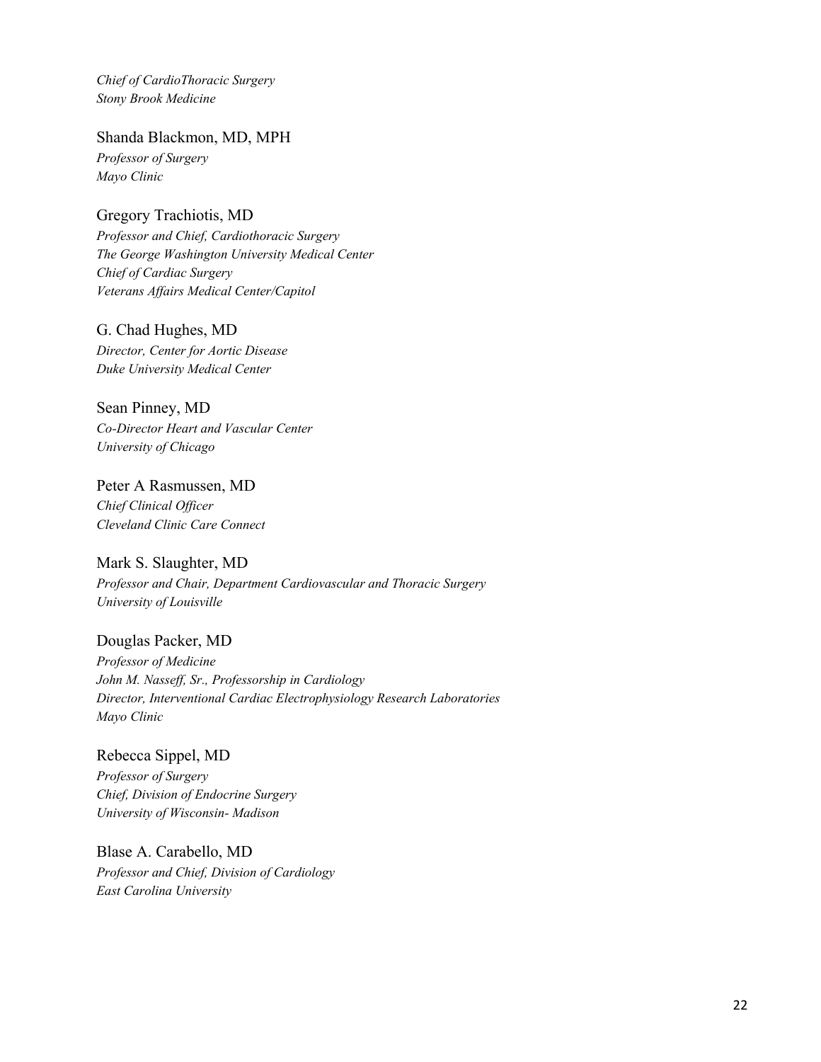*Chief of CardioThoracic Surgery*
*Stony Brook Medicine*

Shanda Blackmon, MD, MPH
*Professor of Surgery*
*Mayo Clinic*

Gregory Trachiotis, MD
*Professor and Chief, Cardiothoracic Surgery*
*The George Washington University Medical Center*
*Chief of Cardiac Surgery*
*Veterans Affairs Medical Center/Capitol*

G. Chad Hughes, MD
*Director, Center for Aortic Disease*
*Duke University Medical Center*

Sean Pinney, MD
*Co-Director Heart and Vascular Center*
*University of Chicago*

Peter A Rasmussen, MD
*Chief Clinical Officer*
*Cleveland Clinic Care Connect*

Mark S. Slaughter, MD
*Professor and Chair, Department Cardiovascular and Thoracic Surgery*
*University of Louisville*

Douglas Packer, MD
*Professor of Medicine*
*John M. Nasseff, Sr., Professorship in Cardiology*
*Director, Interventional Cardiac Electrophysiology Research Laboratories*
*Mayo Clinic*

Rebecca Sippel, MD
*Professor of Surgery*
*Chief, Division of Endocrine Surgery*
*University of Wisconsin- Madison*

Blase A. Carabello, MD
*Professor and Chief, Division of Cardiology*
*East Carolina University*